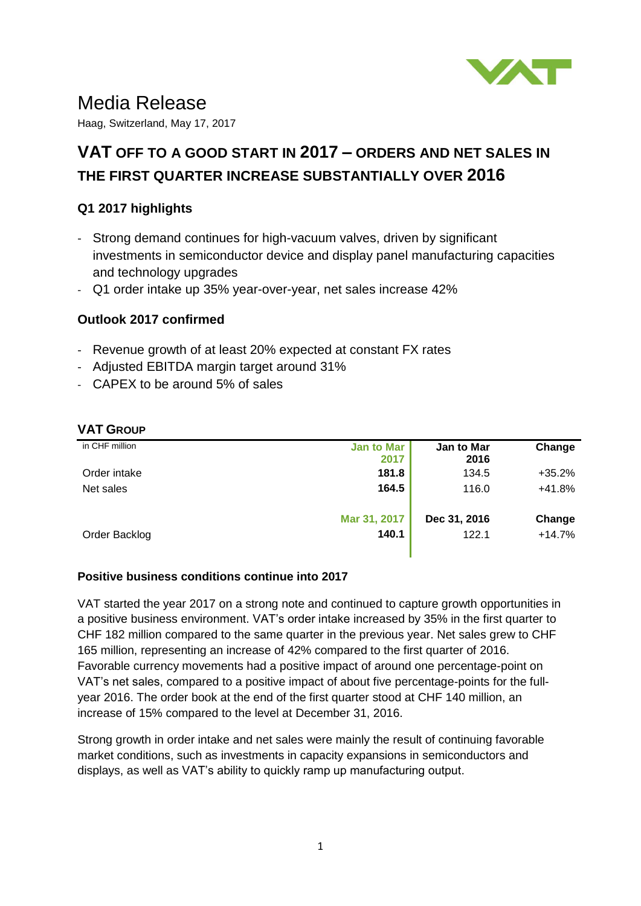# Media Release

Haag, Switzerland, May 17, 2017

## VAT OFF TO A GOOD START IN 2017 – ORDERS AND NET SALES IN THE FIRST QUARTER INCREASE SUBSTANTIALLY OVER 2016

### Q1 2017 highlights

- Strong demand continues for high-vacuum valves, driven by significant investments in semiconductor device and display panel manufacturing capacities and technology upgrades
- Q1 order intake up 35% year-over-year, net sales increase 42%

### Outlook 2017 confirmed

- Revenue growth of at least 20% expected at constant FX rates
- Adjusted EBITDA margin target around 31%
- CAPEX to be around 5% of sales

### VAT GROUP

| in CHF million | Jan to Mar 2017 | Jan to Mar 2016 | Change |
|---|---|---|---|
| Order intake | **181.8** | 134.5 | +35.2% |
| Net sales | **164.5** | 116.0 | +41.8% |
| | **Mar 31, 2017** | **Dec 31, 2016** | **Change** |
| Order Backlog | **140.1** | 122.1 | +14.7% |

**Positive business conditions continue into 2017**

VAT started the year 2017 on a strong note and continued to capture growth opportunities in a positive business environment. VAT's order intake increased by 35% in the first quarter to CHF 182 million compared to the same quarter in the previous year. Net sales grew to CHF 165 million, representing an increase of 42% compared to the first quarter of 2016. Favorable currency movements had a positive impact of around one percentage-point on VAT's net sales, compared to a positive impact of about five percentage-points for the full-year 2016. The order book at the end of the first quarter stood at CHF 140 million, an increase of 15% compared to the level at December 31, 2016.

Strong growth in order intake and net sales were mainly the result of continuing favorable market conditions, such as investments in capacity expansions in semiconductors and displays, as well as VAT's ability to quickly ramp up manufacturing output.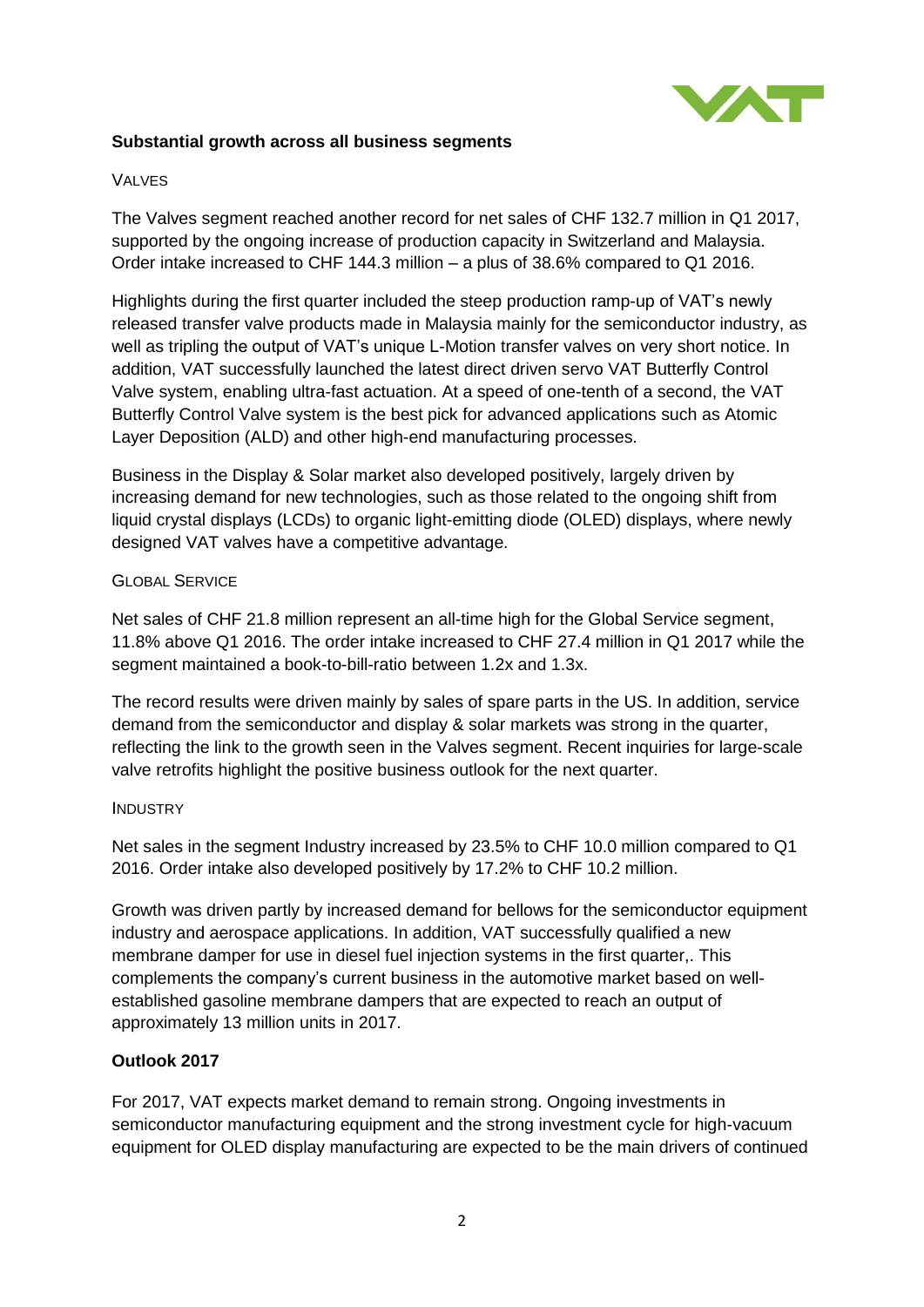**Substantial growth across all business segments**

VALVES

The Valves segment reached another record for net sales of CHF 132.7 million in Q1 2017, supported by the ongoing increase of production capacity in Switzerland and Malaysia. Order intake increased to CHF 144.3 million – a plus of 38.6% compared to Q1 2016.

Highlights during the first quarter included the steep production ramp-up of VAT's newly released transfer valve products made in Malaysia mainly for the semiconductor industry, as well as tripling the output of VAT's unique L-Motion transfer valves on very short notice. In addition, VAT successfully launched the latest direct driven servo VAT Butterfly Control Valve system, enabling ultra-fast actuation. At a speed of one-tenth of a second, the VAT Butterfly Control Valve system is the best pick for advanced applications such as Atomic Layer Deposition (ALD) and other high-end manufacturing processes.

Business in the Display & Solar market also developed positively, largely driven by increasing demand for new technologies, such as those related to the ongoing shift from liquid crystal displays (LCDs) to organic light-emitting diode (OLED) displays, where newly designed VAT valves have a competitive advantage.

GLOBAL SERVICE

Net sales of CHF 21.8 million represent an all-time high for the Global Service segment, 11.8% above Q1 2016. The order intake increased to CHF 27.4 million in Q1 2017 while the segment maintained a book-to-bill-ratio between 1.2x and 1.3x.

The record results were driven mainly by sales of spare parts in the US. In addition, service demand from the semiconductor and display & solar markets was strong in the quarter, reflecting the link to the growth seen in the Valves segment. Recent inquiries for large-scale valve retrofits highlight the positive business outlook for the next quarter.

INDUSTRY

Net sales in the segment Industry increased by 23.5% to CHF 10.0 million compared to Q1 2016. Order intake also developed positively by 17.2% to CHF 10.2 million.

Growth was driven partly by increased demand for bellows for the semiconductor equipment industry and aerospace applications. In addition, VAT successfully qualified a new membrane damper for use in diesel fuel injection systems in the first quarter,. This complements the company's current business in the automotive market based on well-established gasoline membrane dampers that are expected to reach an output of approximately 13 million units in 2017.

**Outlook 2017**

For 2017, VAT expects market demand to remain strong. Ongoing investments in semiconductor manufacturing equipment and the strong investment cycle for high-vacuum equipment for OLED display manufacturing are expected to be the main drivers of continued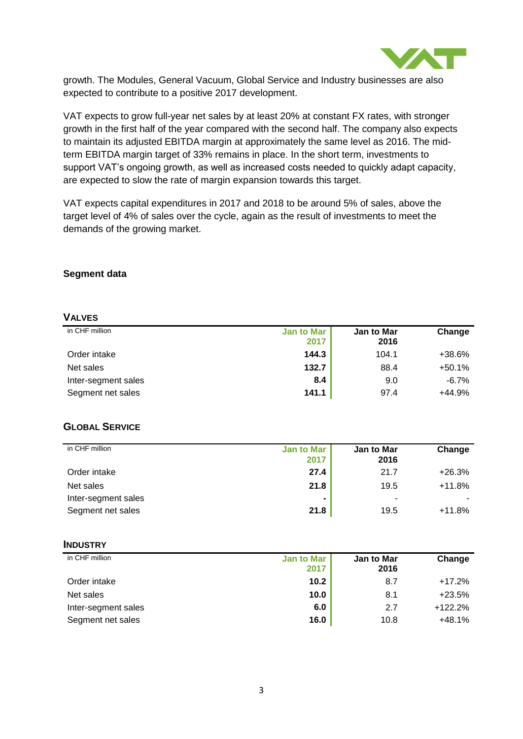growth. The Modules, General Vacuum, Global Service and Industry businesses are also expected to contribute to a positive 2017 development.

VAT expects to grow full-year net sales by at least 20% at constant FX rates, with stronger growth in the first half of the year compared with the second half. The company also expects to maintain its adjusted EBITDA margin at approximately the same level as 2016. The mid-term EBITDA margin target of 33% remains in place. In the short term, investments to support VAT's ongoing growth, as well as increased costs needed to quickly adapt capacity, are expected to slow the rate of margin expansion towards this target.

VAT expects capital expenditures in 2017 and 2018 to be around 5% of sales, above the target level of 4% of sales over the cycle, again as the result of investments to meet the demands of the growing market.

**Segment data**

### VALVES

| in CHF million | Jan to Mar 2017 | Jan to Mar 2016 | Change |
|---|---|---|---|
| Order intake | **144.3** | 104.1 | +38.6% |
| Net sales | **132.7** | 88.4 | +50.1% |
| Inter-segment sales | **8.4** | 9.0 | -6.7% |
| Segment net sales | **141.1** | 97.4 | +44.9% |

### GLOBAL SERVICE

| in CHF million | Jan to Mar 2017 | Jan to Mar 2016 | Change |
|---|---|---|---|
| Order intake | **27.4** | 21.7 | +26.3% |
| Net sales | **21.8** | 19.5 | +11.8% |
| Inter-segment sales | **-** | - | - |
| Segment net sales | **21.8** | 19.5 | +11.8% |

### INDUSTRY

| in CHF million | Jan to Mar 2017 | Jan to Mar 2016 | Change |
|---|---|---|---|
| Order intake | **10.2** | 8.7 | +17.2% |
| Net sales | **10.0** | 8.1 | +23.5% |
| Inter-segment sales | **6.0** | 2.7 | +122.2% |
| Segment net sales | **16.0** | 10.8 | +48.1% |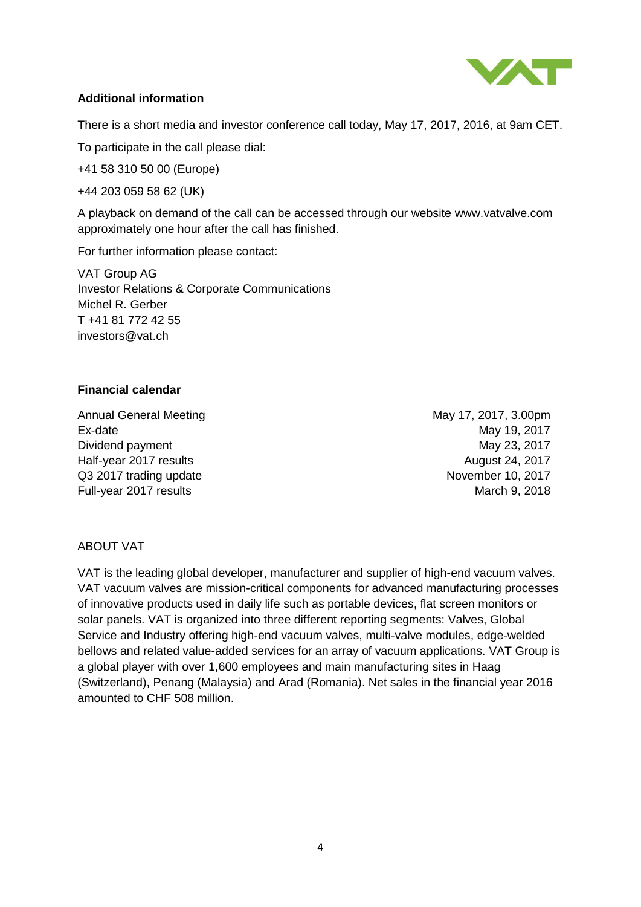**Additional information**

There is a short media and investor conference call today, May 17, 2017, 2016, at 9am CET.

To participate in the call please dial:

+41 58 310 50 00 (Europe)

+44 203 059 58 62 (UK)

A playback on demand of the call can be accessed through our website www.vatvalve.com approximately one hour after the call has finished.

For further information please contact:

VAT Group AG  
Investor Relations & Corporate Communications  
Michel R. Gerber  
T +41 81 772 42 55  
investors@vat.ch

**Financial calendar**

| | |
|---|---|
| Annual General Meeting | May 17, 2017, 3.00pm |
| Ex-date | May 19, 2017 |
| Dividend payment | May 23, 2017 |
| Half-year 2017 results | August 24, 2017 |
| Q3 2017 trading update | November 10, 2017 |
| Full-year 2017 results | March 9, 2018 |

ABOUT VAT

VAT is the leading global developer, manufacturer and supplier of high-end vacuum valves. VAT vacuum valves are mission-critical components for advanced manufacturing processes of innovative products used in daily life such as portable devices, flat screen monitors or solar panels. VAT is organized into three different reporting segments: Valves, Global Service and Industry offering high-end vacuum valves, multi-valve modules, edge-welded bellows and related value-added services for an array of vacuum applications. VAT Group is a global player with over 1,600 employees and main manufacturing sites in Haag (Switzerland), Penang (Malaysia) and Arad (Romania). Net sales in the financial year 2016 amounted to CHF 508 million.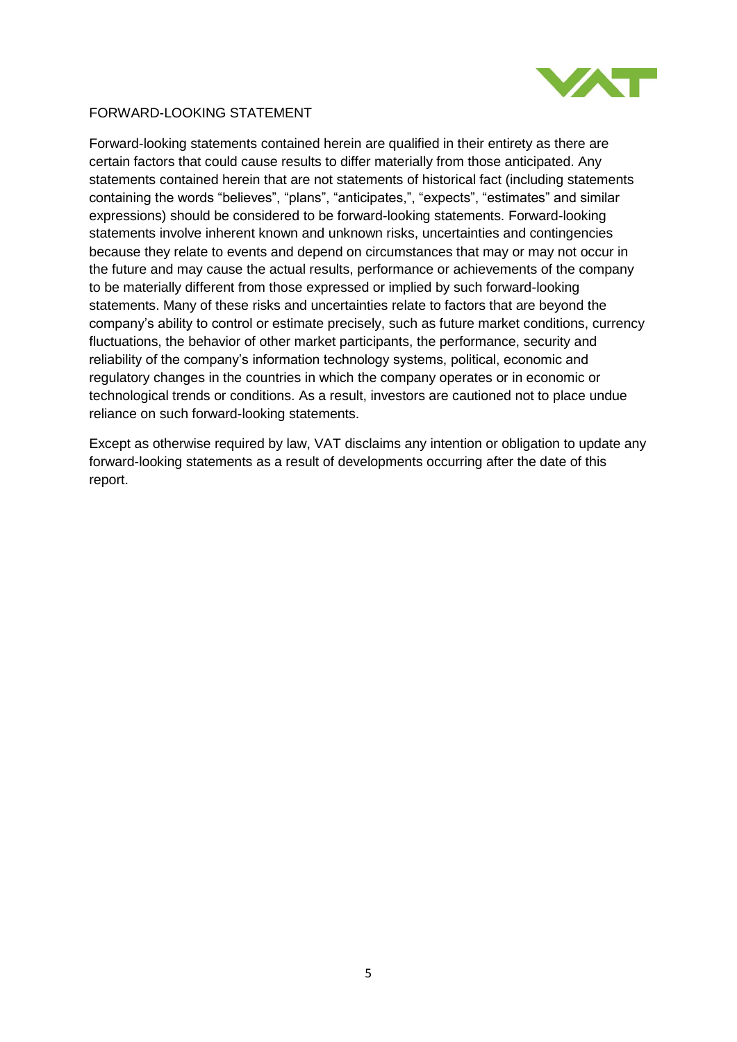## FORWARD-LOOKING STATEMENT

Forward-looking statements contained herein are qualified in their entirety as there are certain factors that could cause results to differ materially from those anticipated. Any statements contained herein that are not statements of historical fact (including statements containing the words "believes", "plans", "anticipates,", "expects", "estimates" and similar expressions) should be considered to be forward-looking statements. Forward-looking statements involve inherent known and unknown risks, uncertainties and contingencies because they relate to events and depend on circumstances that may or may not occur in the future and may cause the actual results, performance or achievements of the company to be materially different from those expressed or implied by such forward-looking statements. Many of these risks and uncertainties relate to factors that are beyond the company's ability to control or estimate precisely, such as future market conditions, currency fluctuations, the behavior of other market participants, the performance, security and reliability of the company's information technology systems, political, economic and regulatory changes in the countries in which the company operates or in economic or technological trends or conditions. As a result, investors are cautioned not to place undue reliance on such forward-looking statements.

Except as otherwise required by law, VAT disclaims any intention or obligation to update any forward-looking statements as a result of developments occurring after the date of this report.